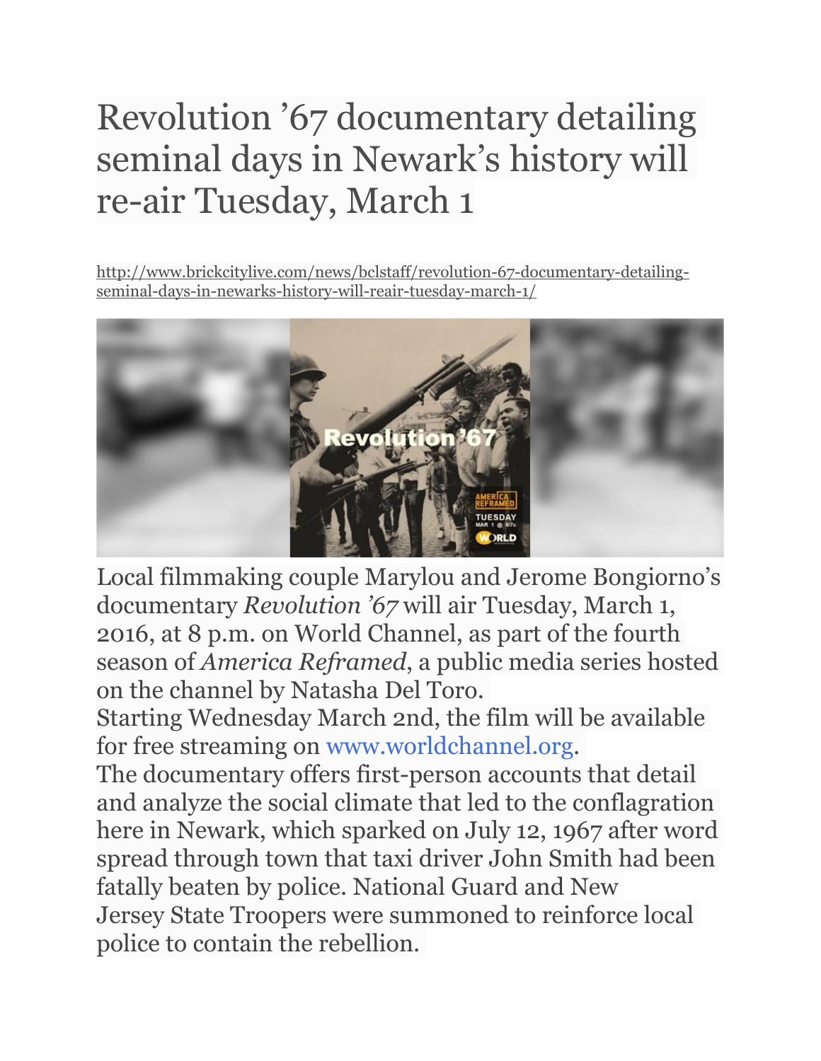# Revolution '67 documentary detailing seminal days in Newark's history will re-air Tuesday, March 1

http://www.brickcitylive.com/news/bclstaff/revolution-67-documentary-detailing-seminal-days-in-newarks-history-will-reair-tuesday-march-1/

Local filmmaking couple Marylou and Jerome Bongiorno's documentary *Revolution '67* will air Tuesday, March 1, 2016, at 8 p.m. on World Channel, as part of the fourth season of *America Reframed*, a public media series hosted on the channel by Natasha Del Toro.

Starting Wednesday March 2nd, the film will be available for free streaming on www.worldchannel.org.

The documentary offers first-person accounts that detail and analyze the social climate that led to the conflagration here in Newark, which sparked on July 12, 1967 after word spread through town that taxi driver John Smith had been fatally beaten by police. National Guard and New Jersey State Troopers were summoned to reinforce local police to contain the rebellion.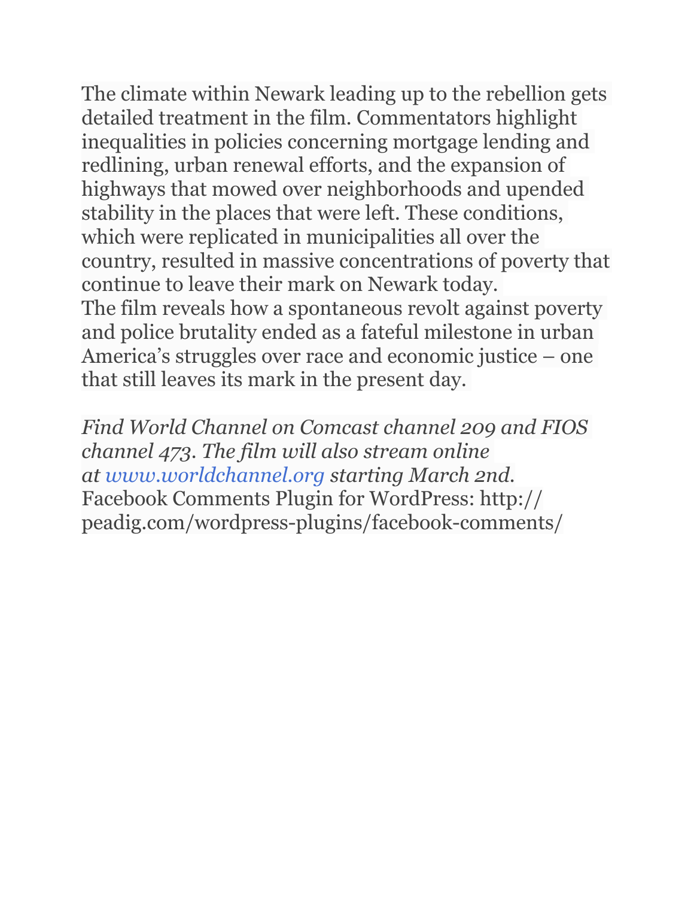The climate within Newark leading up to the rebellion gets detailed treatment in the film. Commentators highlight inequalities in policies concerning mortgage lending and redlining, urban renewal efforts, and the expansion of highways that mowed over neighborhoods and upended stability in the places that were left. These conditions, which were replicated in municipalities all over the country, resulted in massive concentrations of poverty that continue to leave their mark on Newark today.

The film reveals how a spontaneous revolt against poverty and police brutality ended as a fateful milestone in urban America's struggles over race and economic justice – one that still leaves its mark in the present day.

*Find World Channel on Comcast channel 209 and FIOS channel 473. The film will also stream online at www.worldchannel.org starting March 2nd.*

Facebook Comments Plugin for WordPress: http://peadig.com/wordpress-plugins/facebook-comments/